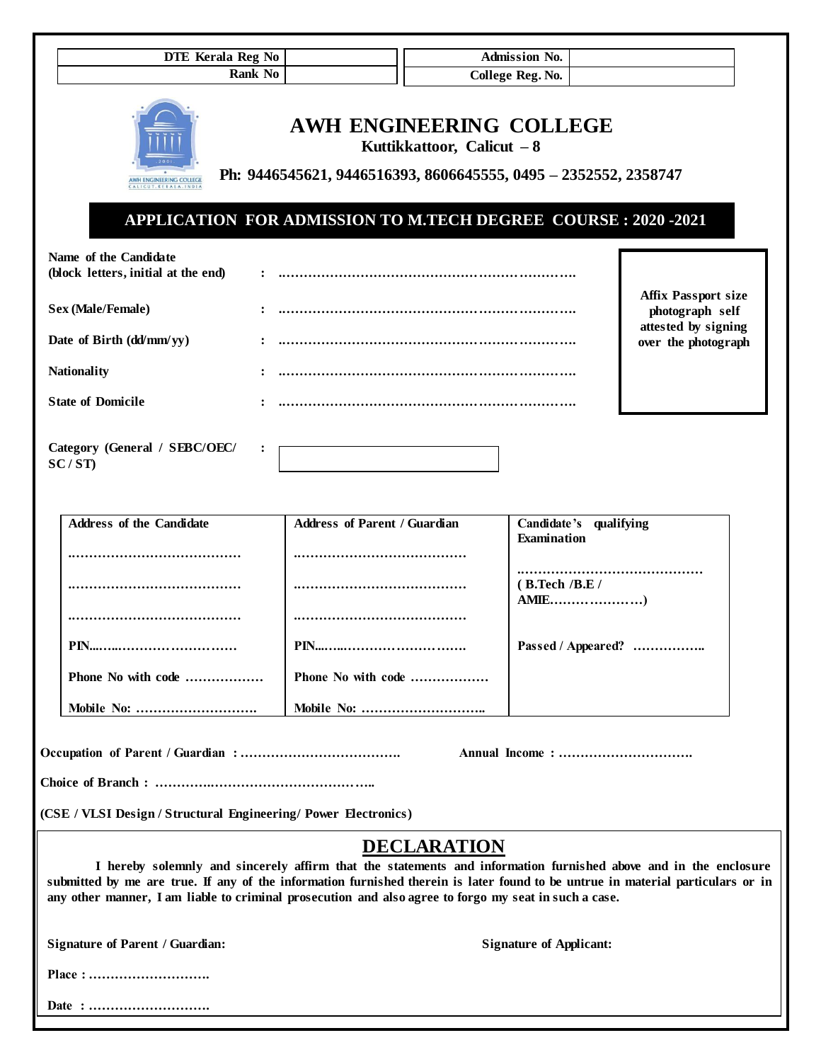| DTE Kerala Reg No | | | Admission No. | |
|---|---|---|---|---|
| Rank No | | | College Reg. No. | |

# AWH ENGINEERING COLLEGE

**Kuttikkattoor, Calicut – 8**

**Ph: 9446545621, 9446516393, 8606645555, 0495 – 2352552, 2358747**

## APPLICATION FOR ADMISSION TO M.TECH DEGREE COURSE : 2020 -2021

**Name of the Candidate (block letters, initial at the end)** : …………………………………………………………….

**Sex (Male/Female)** : …………………………………………………………….

**Date of Birth (dd/mm/yy)** : …………………………………………………………….

**Nationality** : …………………………………………………………….

**State of Domicile** : …………………………………………………………….

**Affix Passport size photograph self attested by signing over the photograph**

**Category (General / SEBC/OEC/ SC / ST)** : 

| Address of the Candidate | Address of Parent / Guardian | Candidate's qualifying Examination |
|---|---|---|
| ………………………………… | ………………………………… | …………………………………… |
| ………………………………… | ………………………………… | ( B.Tech /B.E / AMIE…………………) |
| ………………………………… | ………………………………… | |
| PIN……………………………… | PIN……………………………… | Passed / Appeared? …………….. |
| Phone No with code ……………… | Phone No with code ……………… | |
| Mobile No: ………………………. | Mobile No: ……………………….. | |

**Occupation of Parent / Guardian :** ………………………………. **Annual Income :** ………………………….

**Choice of Branch :** …………..……………………………..

**(CSE / VLSI Design / Structural Engineering/ Power Electronics)**

## DECLARATION

**I hereby solemnly and sincerely affirm that the statements and information furnished above and in the enclosure submitted by me are true. If any of the information furnished therein is later found to be untrue in material particulars or in any other manner, I am liable to criminal prosecution and also agree to forgo my seat in such a case.**

**Signature of Parent / Guardian:** **Signature of Applicant:**

**Place :** ……………………….

**Date :** ……………………….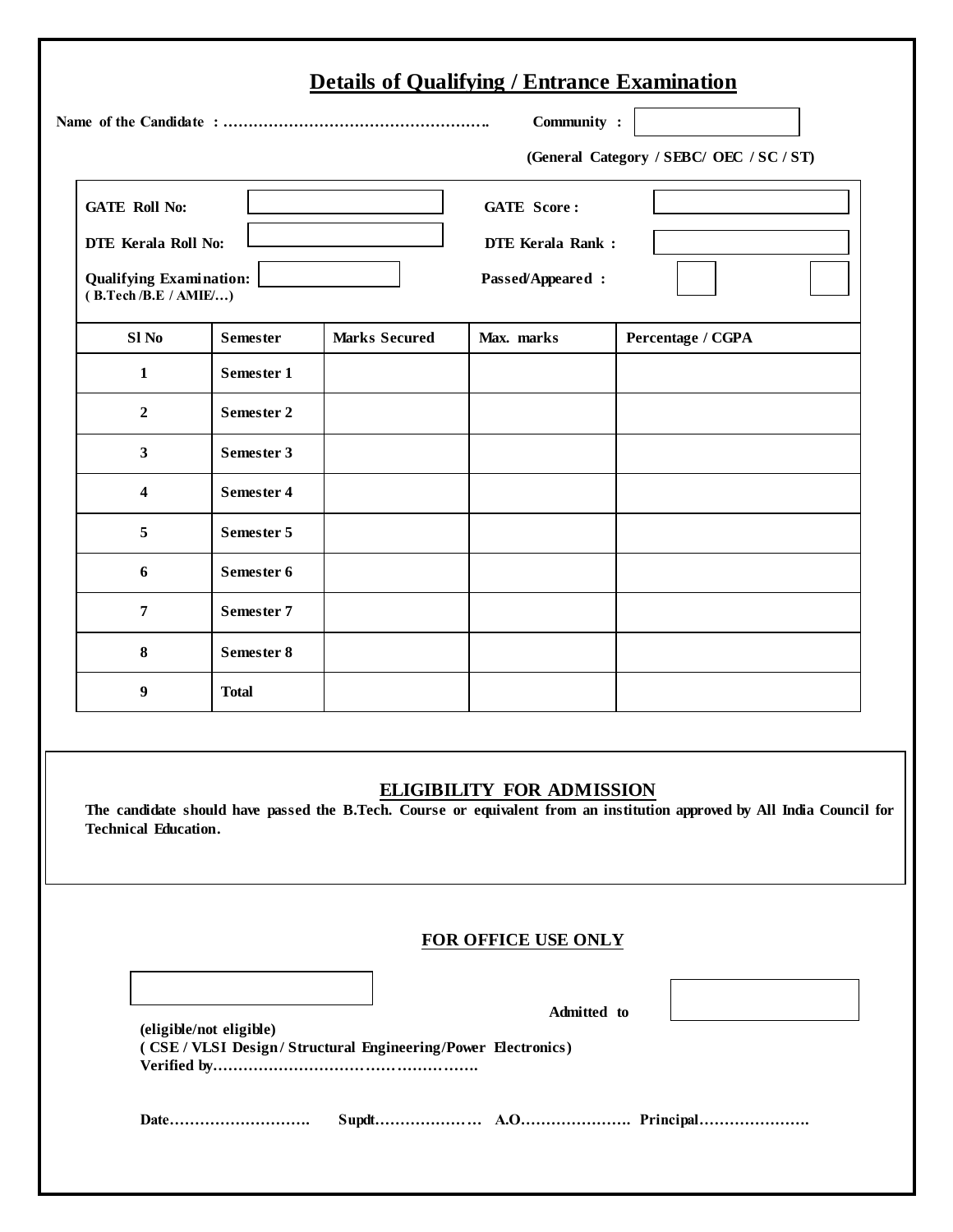## Details of Qualifying / Entrance Examination

**Name of the Candidate : …………………………………………….** **Community :**

**(General Category / SEBC/ OEC / SC / ST)**

**GATE Roll No:** **GATE Score :**

**DTE Kerala Roll No:** **DTE Kerala Rank :**

**Qualifying Examination:** **Passed/Appeared :**
**( B.Tech /B.E / AMIE/…)**

| Sl No | Semester | Marks Secured | Max. marks | Percentage / CGPA |
|---|---|---|---|---|
| 1 | Semester 1 | | | |
| 2 | Semester 2 | | | |
| 3 | Semester 3 | | | |
| 4 | Semester 4 | | | |
| 5 | Semester 5 | | | |
| 6 | Semester 6 | | | |
| 7 | Semester 7 | | | |
| 8 | Semester 8 | | | |
| 9 | Total | | | |

### ELIGIBILITY FOR ADMISSION

**The candidate should have passed the B.Tech. Course or equivalent from an institution approved by All India Council for Technical Education.**

### FOR OFFICE USE ONLY

**Admitted to**

**(eligible/not eligible)**
**( CSE / VLSI Design / Structural Engineering/Power Electronics)**
**Verified by…………………………………………….**

**Date………………………. Supdt………………… A.O…………………. Principal………………….**